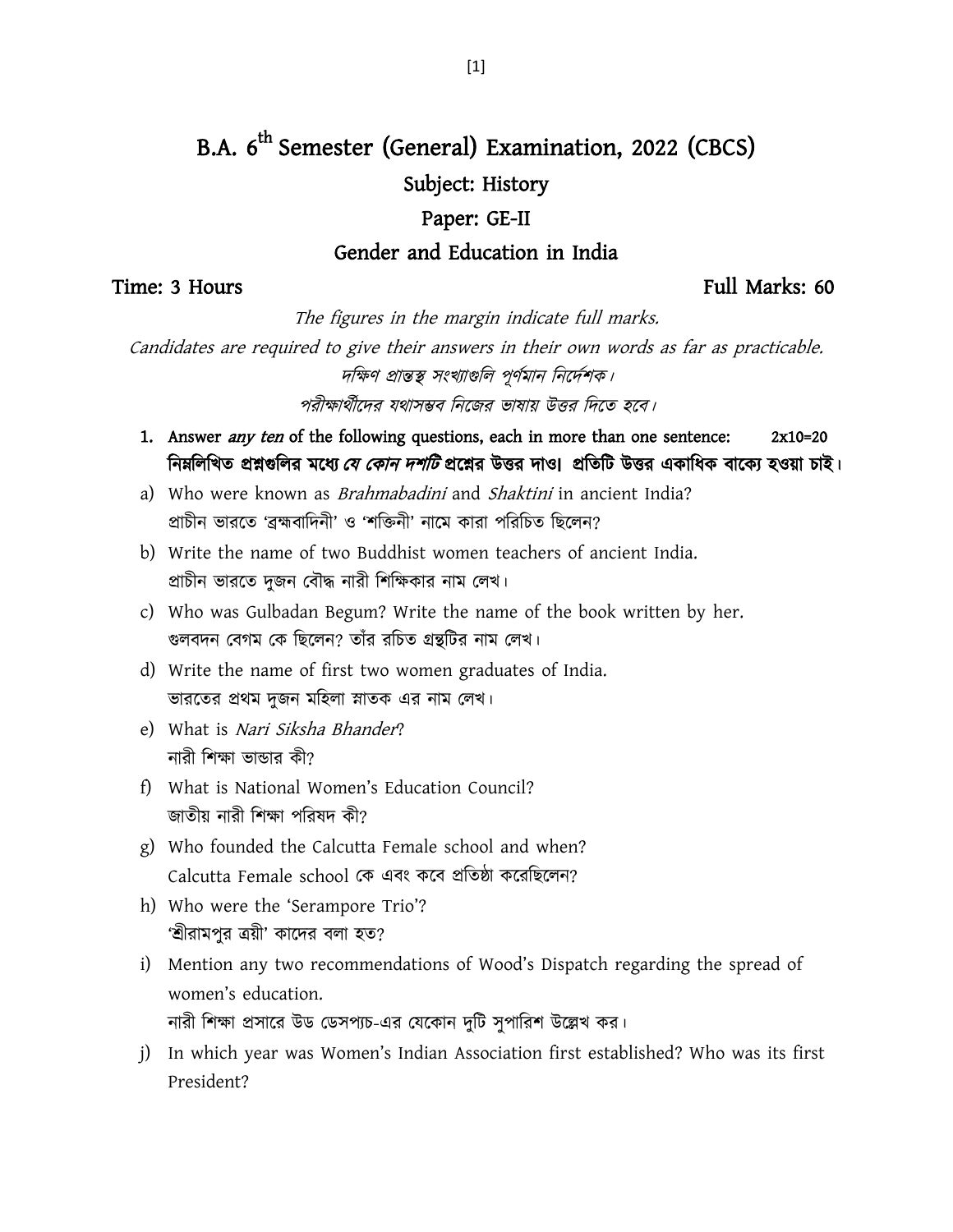# B.A. 6th Semester (General) Examination, 2022 (CBCS)

## Subject: History

## Paper: GE-II

## Gender and Education in India

**Time: 3 Hours** **Full Marks: 60**

*The figures in the margin indicate full marks.*

*Candidates are required to give their answers in their own words as far as practicable.*

*দক্ষিণ প্রান্তস্থ সংখ্যাগুলি পূর্ণমান নির্দেশক।*

*পরীক্ষার্থীদের যথাসম্ভব নিজের ভাষায় উত্তর দিতে হবে।*

1. **Answer *any ten* of the following questions, each in more than one sentence:** **2x10=20**
   **নিম্নলিখিত প্রশ্নগুলির মধ্যে *যে কোন দশটি* প্রশ্নের উত্তর দাও। প্রতিটি উত্তর একাধিক বাক্যে হওয়া চাই।**

a) Who were known as *Brahmabadini* and *Shaktini* in ancient India?
প্রাচীন ভারতে 'ব্রহ্মবাদিনী' ও 'শক্তিনী' নামে কারা পরিচিত ছিলেন?

b) Write the name of two Buddhist women teachers of ancient India.
প্রাচীন ভারতে দুজন বৌদ্ধ নারী শিক্ষিকার নাম লেখ।

c) Who was Gulbadan Begum? Write the name of the book written by her.
গুলবদন বেগম কে ছিলেন? তাঁর রচিত গ্রন্থটির নাম লেখ।

d) Write the name of first two women graduates of India.
ভারতের প্রথম দুজন মহিলা স্নাতক এর নাম লেখ।

e) What is *Nari Siksha Bhander*?
নারী শিক্ষা ভান্ডার কী?

f) What is National Women's Education Council?
জাতীয় নারী শিক্ষা পরিষদ কী?

g) Who founded the Calcutta Female school and when?
Calcutta Female school কে এবং কবে প্রতিষ্ঠা করেছিলেন?

h) Who were the 'Serampore Trio'?
'শ্রীরামপুর ত্রয়ী' কাদের বলা হত?

i) Mention any two recommendations of Wood's Dispatch regarding the spread of women's education.
নারী শিক্ষা প্রসারে উড ডেসপ্যচ-এর যেকোন দুটি সুপারিশ উল্লেখ কর।

j) In which year was Women's Indian Association first established? Who was its first President?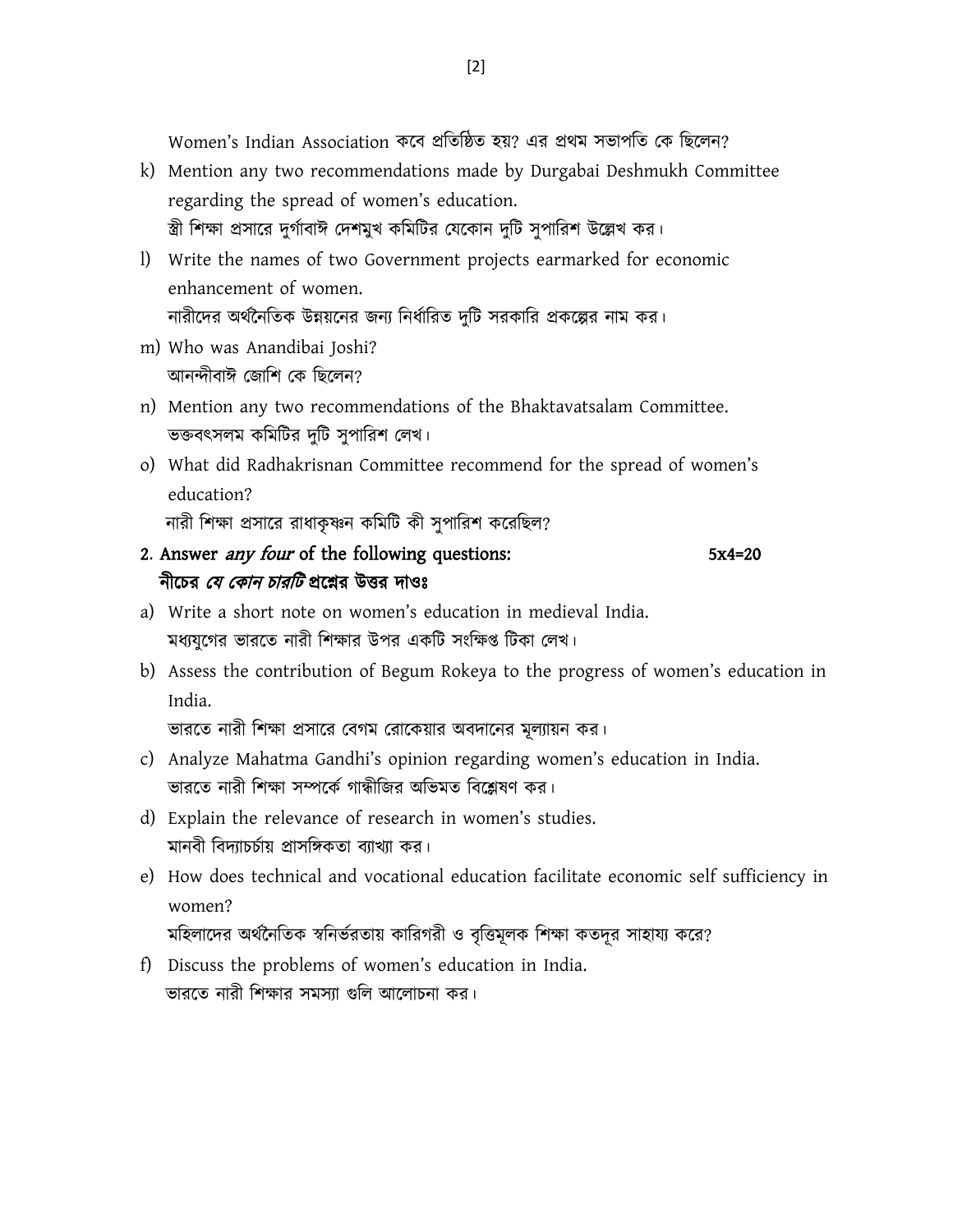Women's Indian Association কবে প্রতিষ্ঠিত হয়? এর প্রথম সভাপতি কে ছিলেন?

k) Mention any two recommendations made by Durgabai Deshmukh Committee regarding the spread of women's education.
স্ত্রী শিক্ষা প্রসারে দুর্গাবাঈ দেশমুখ কমিটির যেকোন দুটি সুপারিশ উল্লেখ কর।

l) Write the names of two Government projects earmarked for economic enhancement of women.
নারীদের অর্থনৈতিক উন্নয়নের জন্য নির্ধারিত দুটি সরকারি প্রকল্পের নাম কর।

m) Who was Anandibai Joshi?
আনন্দীবাঈ জোশি কে ছিলেন?

n) Mention any two recommendations of the Bhaktavatsalam Committee.
ভক্তবৎসলম কমিটির দুটি সুপারিশ লেখ।

o) What did Radhakrisnan Committee recommend for the spread of women's education?
নারী শিক্ষা প্রসারে রাধাকৃষ্ণন কমিটি কী সুপারিশ করেছিল?

**2. Answer *any four* of the following questions:** **5x4=20**
**নীচের *যে কোন চারটি* প্রশ্নের উত্তর দাওঃ**

a) Write a short note on women's education in medieval India.
মধ্যযুগের ভারতে নারী শিক্ষার উপর একটি সংক্ষিপ্ত টিকা লেখ।

b) Assess the contribution of Begum Rokeya to the progress of women's education in India.
ভারতে নারী শিক্ষা প্রসারে বেগম রোকেয়ার অবদানের মূল্যায়ন কর।

c) Analyze Mahatma Gandhi's opinion regarding women's education in India.
ভারতে নারী শিক্ষা সম্পর্কে গান্ধীজির অভিমত বিশ্লেষণ কর।

d) Explain the relevance of research in women's studies.
মানবী বিদ্যাচর্চায় প্রাসঙ্গিকতা ব্যাখ্যা কর।

e) How does technical and vocational education facilitate economic self sufficiency in women?
মহিলাদের অর্থনৈতিক স্বনির্ভরতায় কারিগরী ও বৃত্তিমূলক শিক্ষা কতদূর সাহায্য করে?

f) Discuss the problems of women's education in India.
ভারতে নারী শিক্ষার সমস্যা গুলি আলোচনা কর।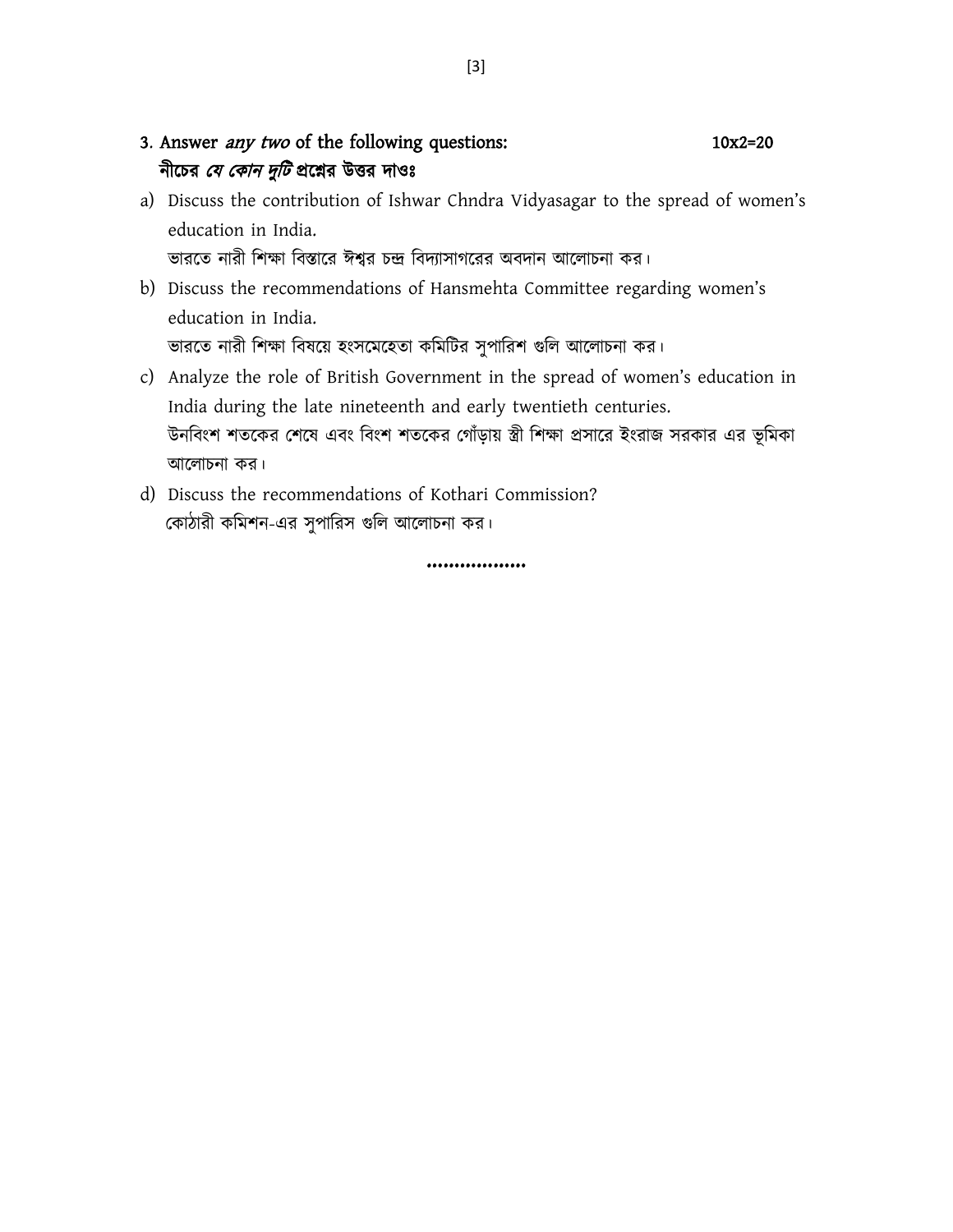3. Answer *any two* of the following questions: 10x2=20

**নীচের *যে কোন দুটি* প্রশ্নের উত্তর দাওঃ**

a) Discuss the contribution of Ishwar Chndra Vidyasagar to the spread of women's education in India.
ভারতে নারী শিক্ষা বিস্তারে ঈশ্বর চন্দ্র বিদ্যাসাগরের অবদান আলোচনা কর।

b) Discuss the recommendations of Hansmehta Committee regarding women's education in India.
ভারতে নারী শিক্ষা বিষয়ে হংসমেহেতা কমিটির সুপারিশ গুলি আলোচনা কর।

c) Analyze the role of British Government in the spread of women's education in India during the late nineteenth and early twentieth centuries.
উনবিংশ শতকের শেষে এবং বিংশ শতকের গোঁড়ায় স্ত্রী শিক্ষা প্রসারে ইংরাজ সরকার এর ভূমিকা আলোচনা কর।

d) Discuss the recommendations of Kothari Commission?
কোঠারী কমিশন-এর সুপারিস গুলি আলোচনা কর।

..................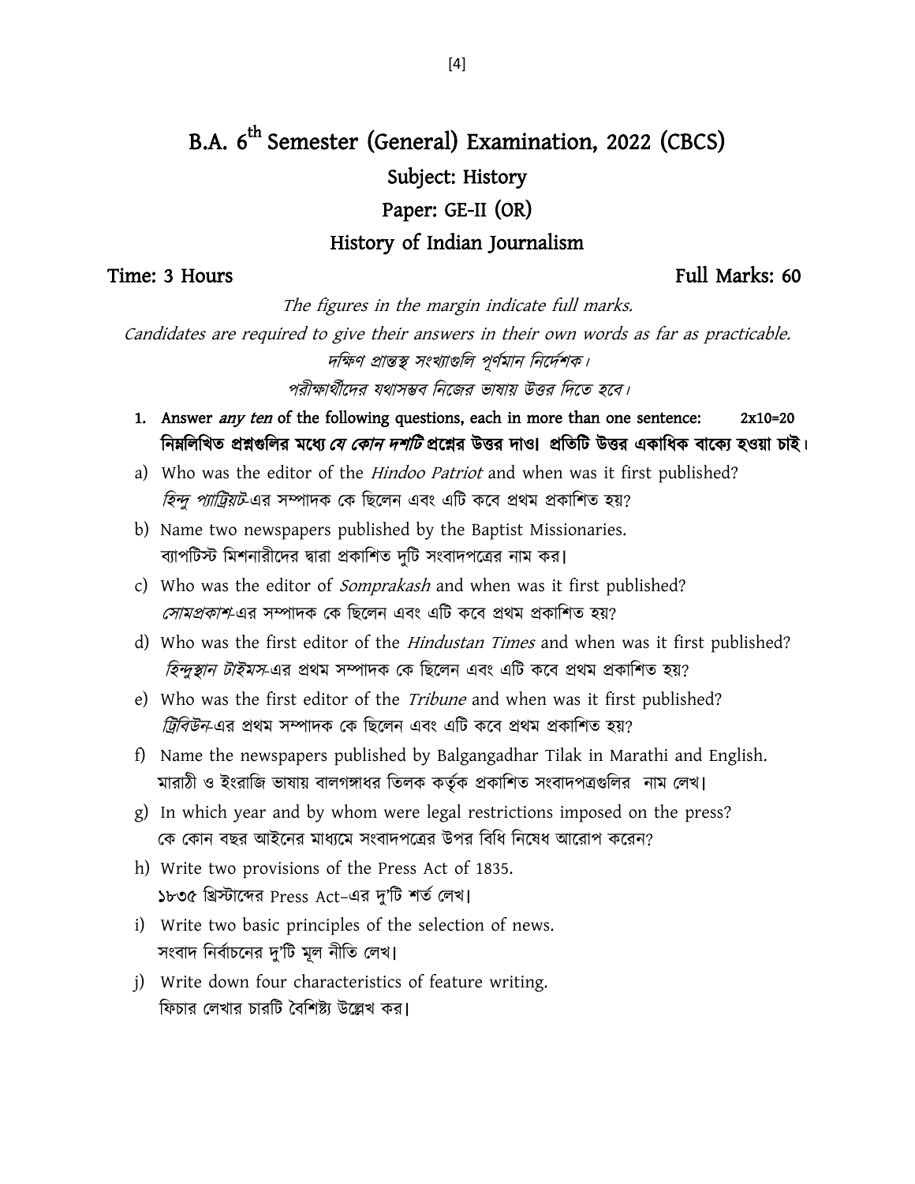# B.A. 6th Semester (General) Examination, 2022 (CBCS)

## Subject: History

## Paper: GE-II (OR)

## History of Indian Journalism

**Time: 3 Hours** **Full Marks: 60**

*The figures in the margin indicate full marks.*

*Candidates are required to give their answers in their own words as far as practicable.*

*দক্ষিণ প্রান্তস্থ সংখ্যাগুলি পূর্ণমান নির্দেশক।*

*পরীক্ষার্থীদের যথাসম্ভব নিজের ভাষায় উত্তর দিতে হবে।*

1. **Answer *any ten* of the following questions, each in more than one sentence: 2x10=20**
   **নিম্নলিখিত প্রশ্নগুলির মধ্যে *যে কোন দশটি* প্রশ্নের উত্তর দাও। প্রতিটি উত্তর একাধিক বাক্যে হওয়া চাই।**

   a) Who was the editor of the *Hindoo Patriot* and when was it first published?
   *হিন্দু প্যাট্রিয়ট*-এর সম্পাদক কে ছিলেন এবং এটি কবে প্রথম প্রকাশিত হয়?

   b) Name two newspapers published by the Baptist Missionaries.
   ব্যাপটিস্ট মিশনারীদের দ্বারা প্রকাশিত দুটি সংবাদপত্রের নাম কর।

   c) Who was the editor of *Somprakash* and when was it first published?
   *সোমপ্রকাশ*-এর সম্পাদক কে ছিলেন এবং এটি কবে প্রথম প্রকাশিত হয়?

   d) Who was the first editor of the *Hindustan Times* and when was it first published?
   *হিন্দুস্থান টাইমস*-এর প্রথম সম্পাদক কে ছিলেন এবং এটি কবে প্রথম প্রকাশিত হয়?

   e) Who was the first editor of the *Tribune* and when was it first published?
   *ট্রিবিউন*-এর প্রথম সম্পাদক কে ছিলেন এবং এটি কবে প্রথম প্রকাশিত হয়?

   f) Name the newspapers published by Balgangadhar Tilak in Marathi and English.
   মারাঠী ও ইংরাজি ভাষায় বালগঙ্গাধর তিলক কর্তৃক প্রকাশিত সংবাদপত্রগুলির নাম লেখ।

   g) In which year and by whom were legal restrictions imposed on the press?
   কে কোন বছর আইনের মাধ্যমে সংবাদপত্রের উপর বিধি নিষেধ আরোপ করেন?

   h) Write two provisions of the Press Act of 1835.
   ১৮৩৫ খ্রিস্টাব্দের Press Act–এর দু'টি শর্ত লেখ।

   i) Write two basic principles of the selection of news.
   সংবাদ নির্বাচনের দু'টি মূল নীতি লেখ।

   j) Write down four characteristics of feature writing.
   ফিচার লেখার চারটি বৈশিষ্ট্য উল্লেখ কর।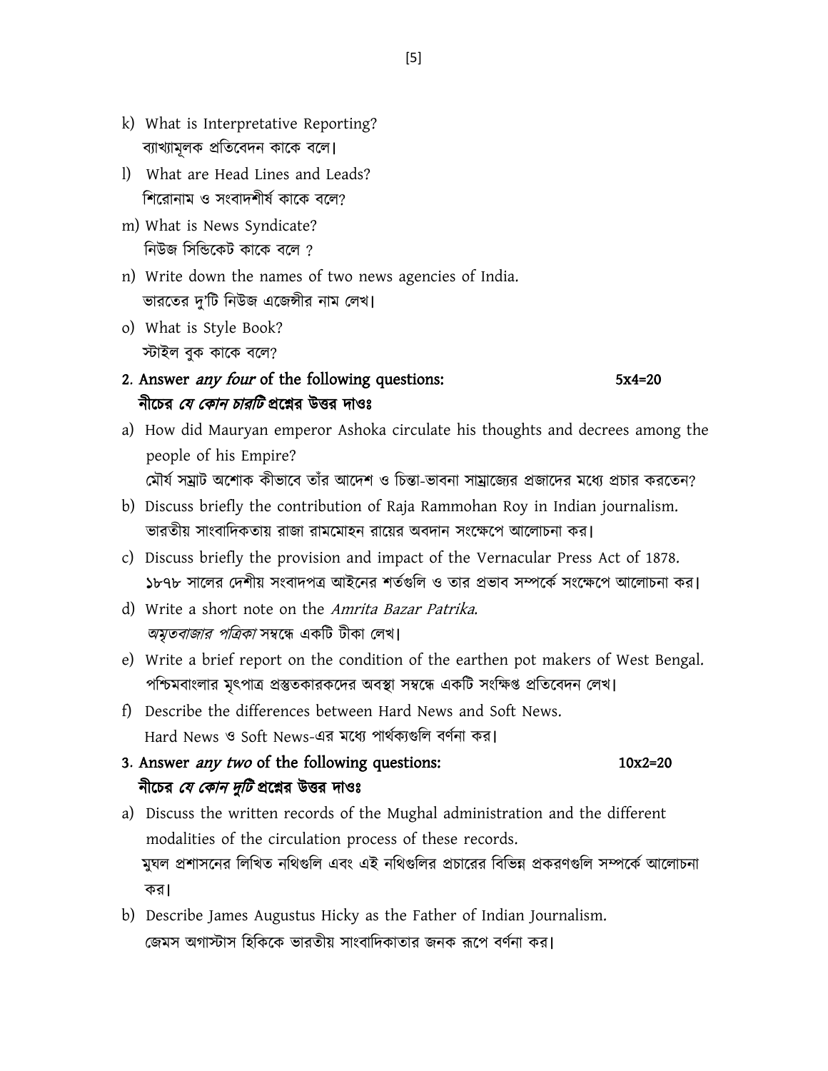k) What is Interpretative Reporting?
   ব্যাখ্যামূলক প্রতিবেদন কাকে বলে।

l) What are Head Lines and Leads?
   শিরোনাম ও সংবাদশীর্ষ কাকে বলে?

m) What is News Syndicate?
   নিউজ সিন্ডিকেট কাকে বলে ?

n) Write down the names of two news agencies of India.
   ভারতের দু'টি নিউজ এজেন্সীর নাম লেখ।

o) What is Style Book?
   স্টাইল বুক কাকে বলে?

**2. Answer *any four* of the following questions: 5x4=20**
**নীচের *যে কোন চারটি* প্রশ্নের উত্তর দাওঃ**

a) How did Mauryan emperor Ashoka circulate his thoughts and decrees among the people of his Empire?
   মৌর্য সম্রাট অশোক কীভাবে তাঁর আদেশ ও চিন্তা-ভাবনা সাম্রাজ্যের প্রজাদের মধ্যে প্রচার করতেন?

b) Discuss briefly the contribution of Raja Rammohan Roy in Indian journalism.
   ভারতীয় সাংবাদিকতায় রাজা রামমোহন রায়ের অবদান সংক্ষেপে আলোচনা কর।

c) Discuss briefly the provision and impact of the Vernacular Press Act of 1878.
   ১৮৭৮ সালের দেশীয় সংবাদপত্র আইনের শর্তগুলি ও তার প্রভাব সম্পর্কে সংক্ষেপে আলোচনা কর।

d) Write a short note on the *Amrita Bazar Patrika*.
   *অমৃতবাজার পত্রিকা* সম্বন্ধে একটি টীকা লেখ।

e) Write a brief report on the condition of the earthen pot makers of West Bengal.
   পশ্চিমবাংলার মৃৎপাত্র প্রস্তুতকারকদের অবস্থা সম্বন্ধে একটি সংক্ষিপ্ত প্রতিবেদন লেখ।

f) Describe the differences between Hard News and Soft News.
   Hard News ও Soft News-এর মধ্যে পার্থক্যগুলি বর্ণনা কর।

**3. Answer *any two* of the following questions: 10x2=20**
**নীচের *যে কোন দুটি* প্রশ্নের উত্তর দাওঃ**

a) Discuss the written records of the Mughal administration and the different modalities of the circulation process of these records.
   মুঘল প্রশাসনের লিখিত নথিগুলি এবং এই নথিগুলির প্রচারের বিভিন্ন প্রকরণগুলি সম্পর্কে আলোচনা কর।

b) Describe James Augustus Hicky as the Father of Indian Journalism.
   জেমস অগাস্টাস হিকিকে ভারতীয় সাংবাদিকাতার জনক রূপে বর্ণনা কর।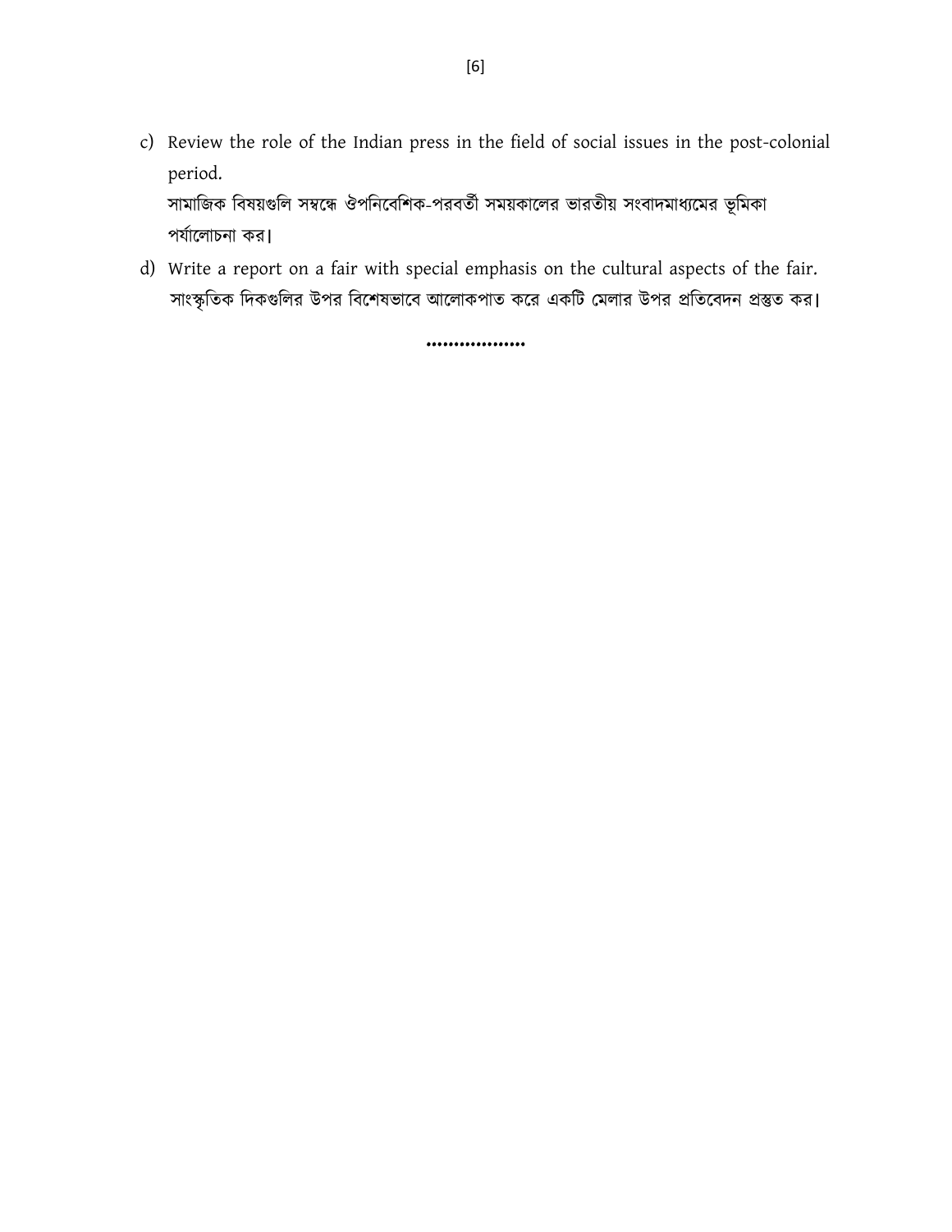c) Review the role of the Indian press in the field of social issues in the post-colonial period.
সামাজিক বিষয়গুলি সম্বন্ধে ঔপনিবেশিক-পরবর্তী সময়কালের ভারতীয় সংবাদমাধ্যমের ভূমিকা পর্যালোচনা কর।

d) Write a report on a fair with special emphasis on the cultural aspects of the fair.
সাংস্কৃতিক দিকগুলির উপর বিশেষভাবে আলোকপাত করে একটি মেলার উপর প্রতিবেদন প্রস্তুত কর।

..................